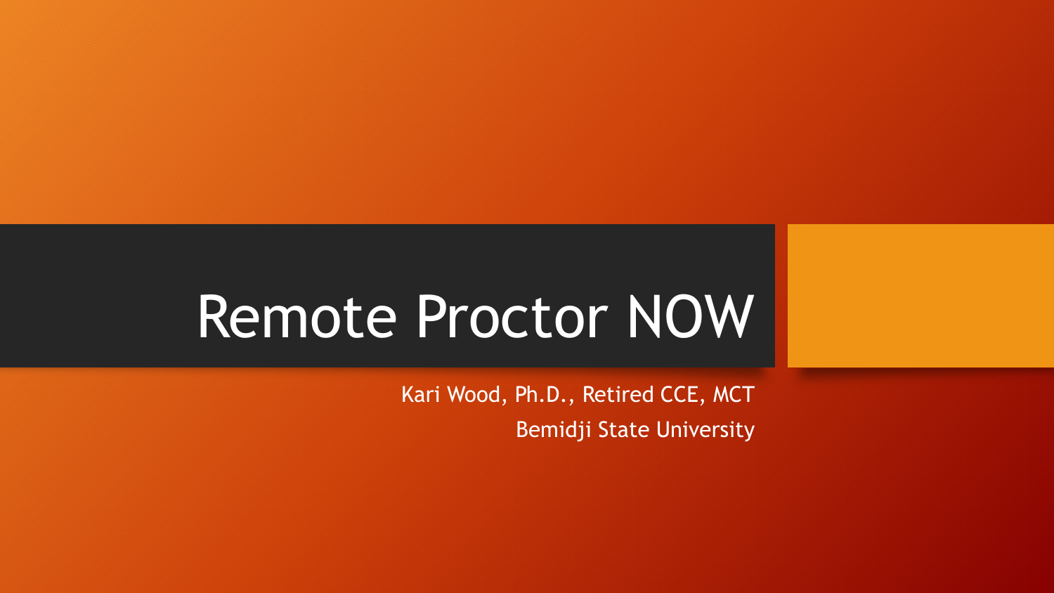# Remote Proctor NOW

Kari Wood, Ph.D., Retired CCE, MCT

Bemidji State University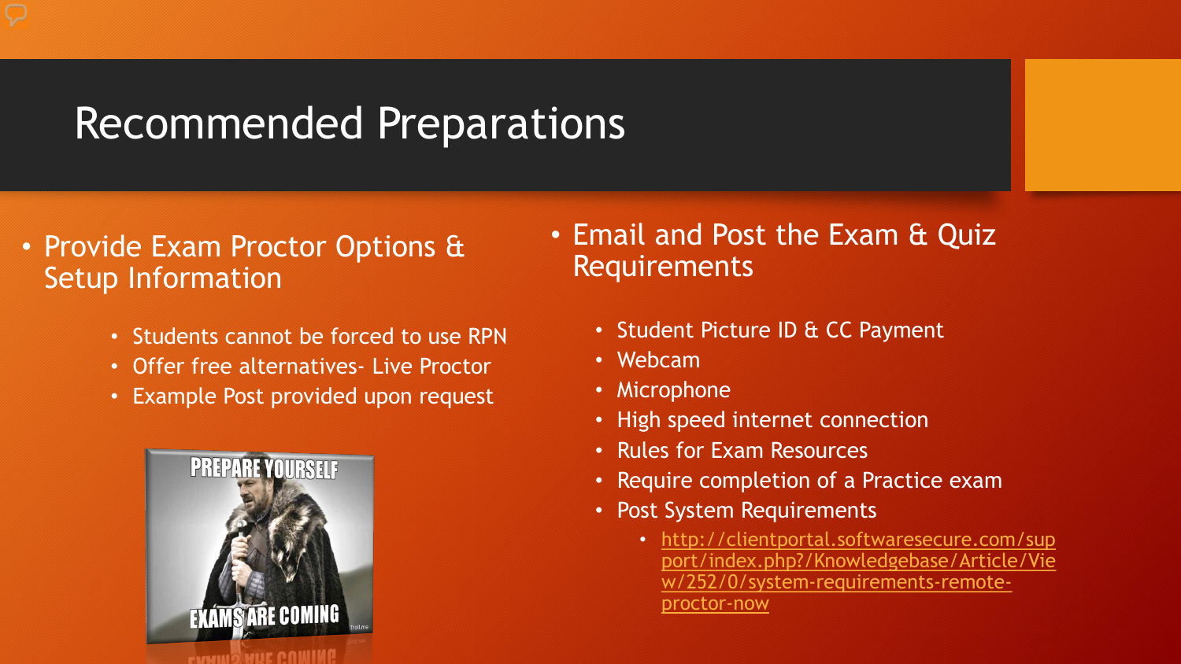# Recommended Preparations

- Provide Exam Proctor Options & Setup Information
  - Students cannot be forced to use RPN
  - Offer free alternatives- Live Proctor
  - Example Post provided upon request

- Email and Post the Exam & Quiz Requirements
  - Student Picture ID & CC Payment
  - Webcam
  - Microphone
  - High speed internet connection
  - Rules for Exam Resources
  - Require completion of a Practice exam
  - Post System Requirements
    - http://clientportal.softwaresecure.com/support/index.php?/Knowledgebase/Article/View/252/0/system-requirements-remote-proctor-now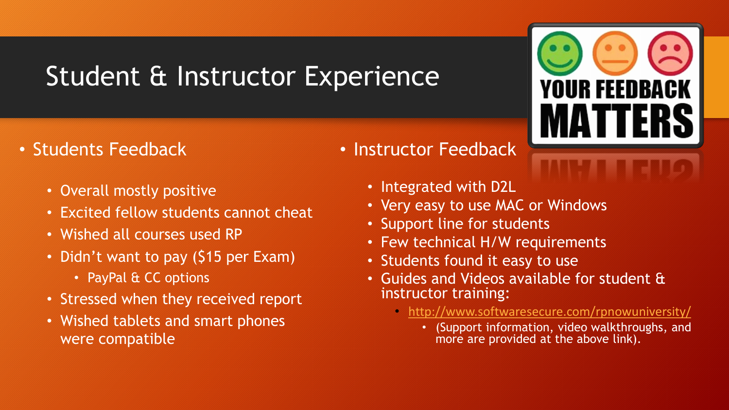# Student & Instructor Experience

- Students Feedback
  - Overall mostly positive
  - Excited fellow students cannot cheat
  - Wished all courses used RP
  - Didn't want to pay ($15 per Exam)
    - PayPal & CC options
  - Stressed when they received report
  - Wished tablets and smart phones were compatible

- Instructor Feedback
  - Integrated with D2L
  - Very easy to use MAC or Windows
  - Support line for students
  - Few technical H/W requirements
  - Students found it easy to use
  - Guides and Videos available for student & instructor training:
    - http://www.softwaresecure.com/rpnowuniversity/
      - (Support information, video walkthroughs, and more are provided at the above link).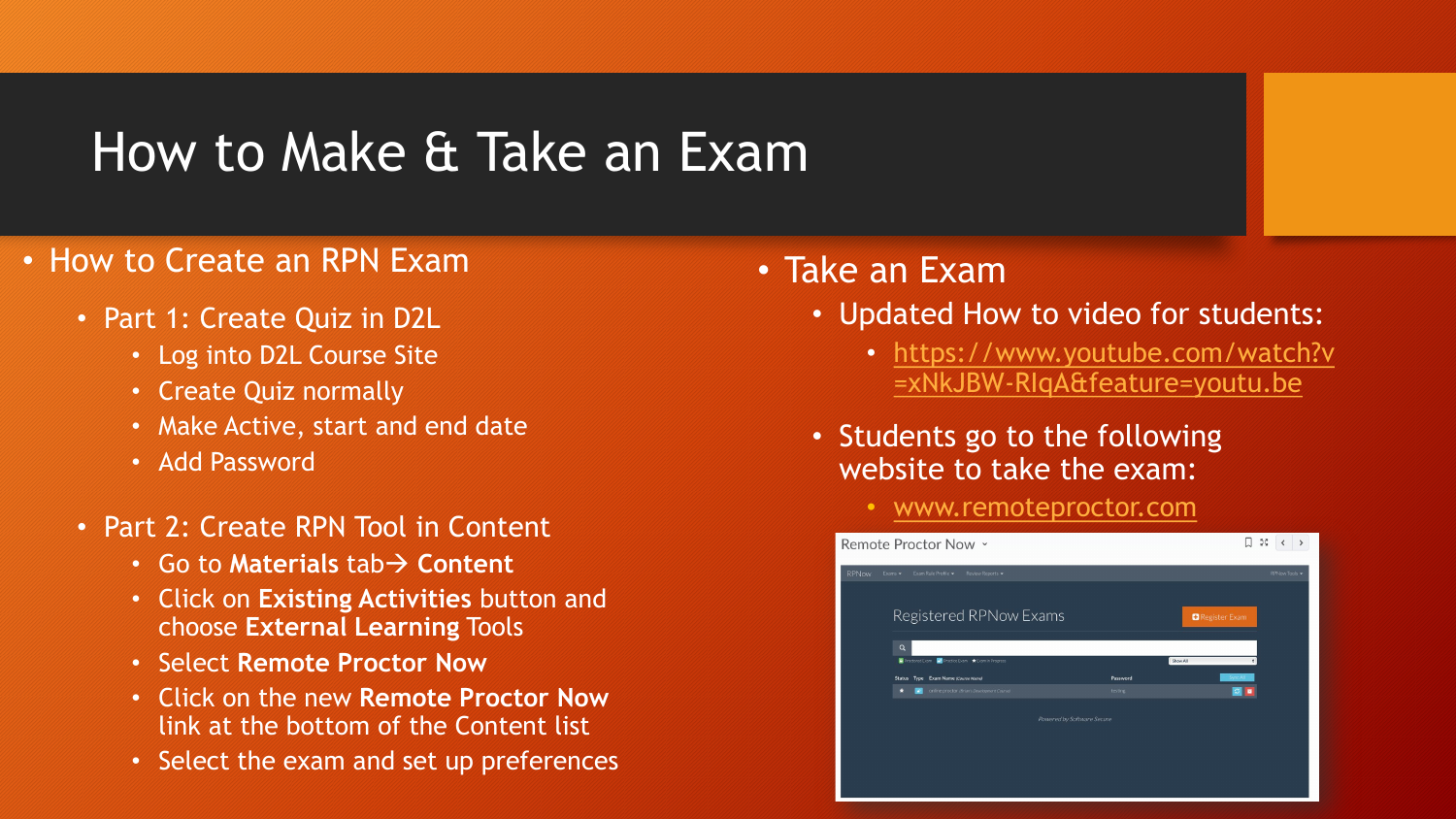# How to Make & Take an Exam

- How to Create an RPN Exam
  - Part 1: Create Quiz in D2L
    - Log into D2L Course Site
    - Create Quiz normally
    - Make Active, start and end date
    - Add Password
  - Part 2: Create RPN Tool in Content
    - Go to **Materials** tab→ **Content**
    - Click on **Existing Activities** button and choose **External Learning** Tools
    - Select **Remote Proctor Now**
    - Click on the new **Remote Proctor Now** link at the bottom of the Content list
    - Select the exam and set up preferences

- Take an Exam
  - Updated How to video for students:
    - https://www.youtube.com/watch?v=xNkJBW-RIqA&feature=youtu.be
  - Students go to the following website to take the exam:
    - www.remoteproctor.com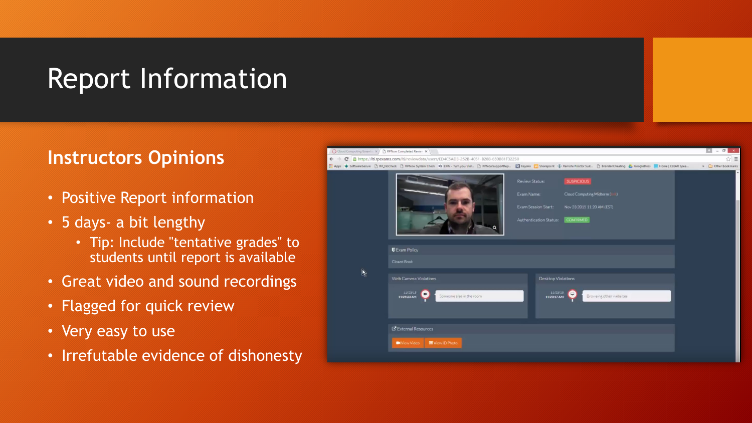# Report Information

## Instructors Opinions

- Positive Report information
- 5 days- a bit lengthy
  - Tip: Include "tentative grades" to students until report is available
- Great video and sound recordings
- Flagged for quick review
- Very easy to use
- Irrefutable evidence of dishonesty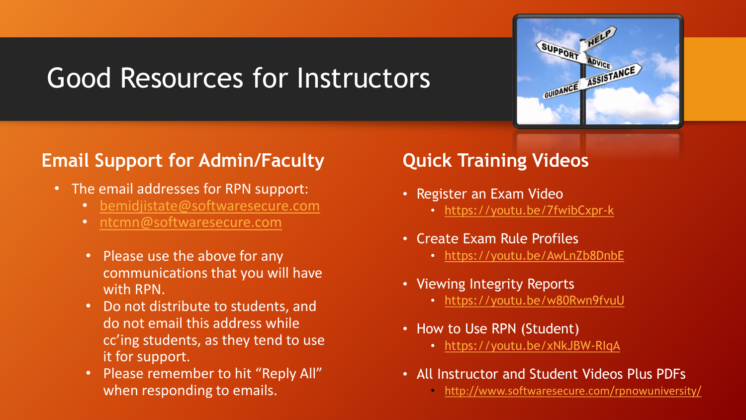# Good Resources for Instructors

## Email Support for Admin/Faculty

- The email addresses for RPN support:
  - bemidjistate@softwaresecure.com
  - ntcmn@softwaresecure.com
  - Please use the above for any communications that you will have with RPN.
  - Do not distribute to students, and do not email this address while cc'ing students, as they tend to use it for support.
  - Please remember to hit "Reply All" when responding to emails.

## Quick Training Videos

- Register an Exam Video
  - https://youtu.be/7fwibCxpr-k
- Create Exam Rule Profiles
  - https://youtu.be/AwLnZb8DnbE
- Viewing Integrity Reports
  - https://youtu.be/w80Rwn9fvuU
- How to Use RPN (Student)
  - https://youtu.be/xNkJBW-RIqA
- All Instructor and Student Videos Plus PDFs
  - http://www.softwaresecure.com/rpnowuniversity/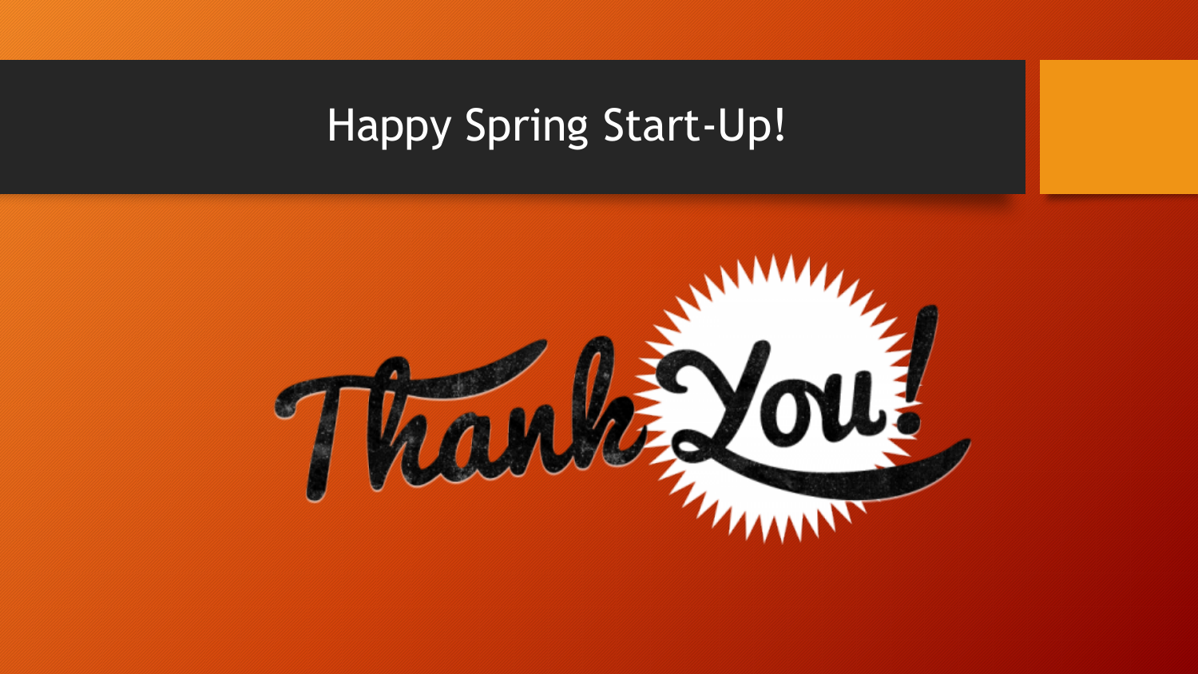# Happy Spring Start-Up!

Thank You!